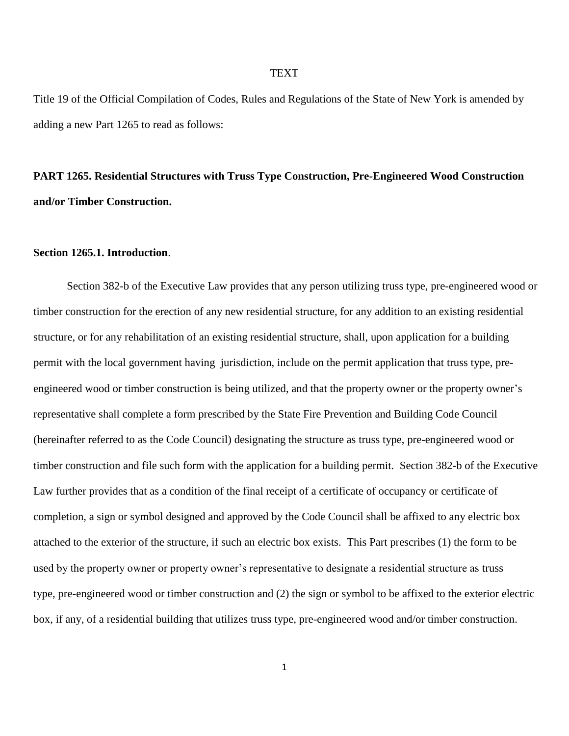TEXT

Title 19 of the Official Compilation of Codes, Rules and Regulations of the State of New York is amended by adding a new Part 1265 to read as follows:

**PART 1265. Residential Structures with Truss Type Construction, Pre-Engineered Wood Construction and/or Timber Construction.**

**Section 1265.1. Introduction**.

Section 382-b of the Executive Law provides that any person utilizing truss type, pre-engineered wood or timber construction for the erection of any new residential structure, for any addition to an existing residential structure, or for any rehabilitation of an existing residential structure, shall, upon application for a building permit with the local government having jurisdiction, include on the permit application that truss type, pre-engineered wood or timber construction is being utilized, and that the property owner or the property owner's representative shall complete a form prescribed by the State Fire Prevention and Building Code Council (hereinafter referred to as the Code Council) designating the structure as truss type, pre-engineered wood or timber construction and file such form with the application for a building permit. Section 382-b of the Executive Law further provides that as a condition of the final receipt of a certificate of occupancy or certificate of completion, a sign or symbol designed and approved by the Code Council shall be affixed to any electric box attached to the exterior of the structure, if such an electric box exists. This Part prescribes (1) the form to be used by the property owner or property owner's representative to designate a residential structure as truss type, pre-engineered wood or timber construction and (2) the sign or symbol to be affixed to the exterior electric box, if any, of a residential building that utilizes truss type, pre-engineered wood and/or timber construction.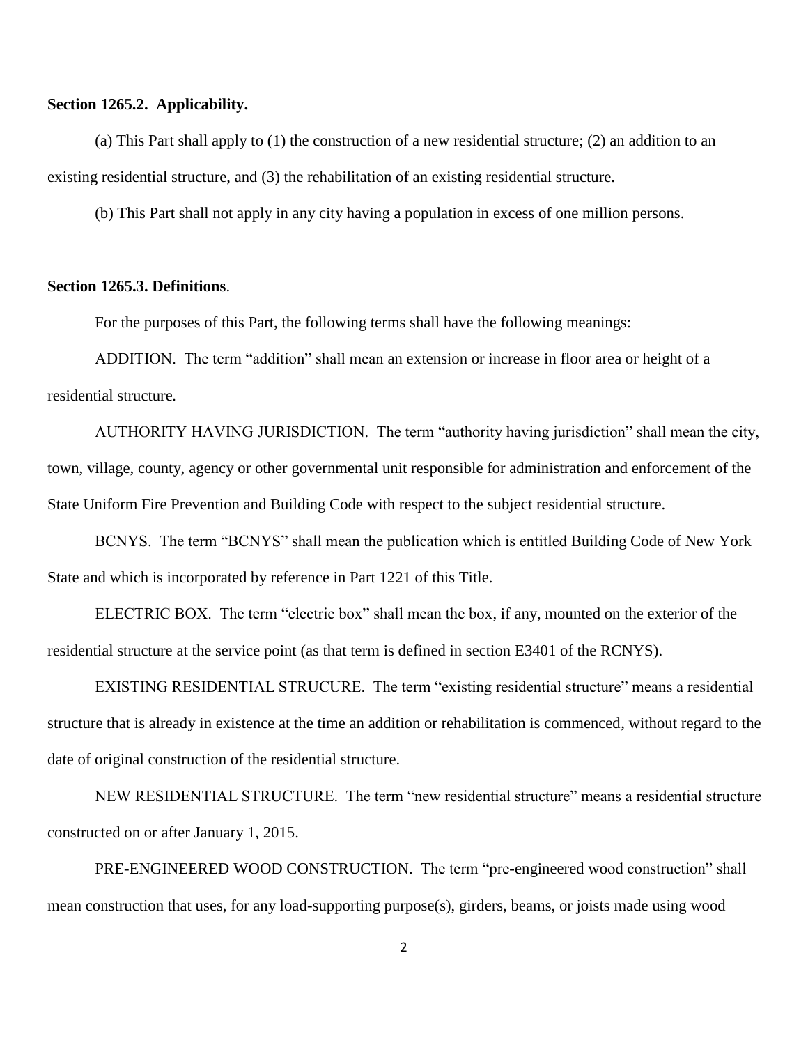**Section 1265.2. Applicability.**

(a) This Part shall apply to (1) the construction of a new residential structure; (2) an addition to an existing residential structure, and (3) the rehabilitation of an existing residential structure.

(b) This Part shall not apply in any city having a population in excess of one million persons.

**Section 1265.3. Definitions**.

For the purposes of this Part, the following terms shall have the following meanings:

ADDITION. The term "addition" shall mean an extension or increase in floor area or height of a residential structure.

AUTHORITY HAVING JURISDICTION. The term "authority having jurisdiction" shall mean the city, town, village, county, agency or other governmental unit responsible for administration and enforcement of the State Uniform Fire Prevention and Building Code with respect to the subject residential structure.

BCNYS. The term "BCNYS" shall mean the publication which is entitled Building Code of New York State and which is incorporated by reference in Part 1221 of this Title.

ELECTRIC BOX. The term "electric box" shall mean the box, if any, mounted on the exterior of the residential structure at the service point (as that term is defined in section E3401 of the RCNYS).

EXISTING RESIDENTIAL STRUCURE. The term "existing residential structure" means a residential structure that is already in existence at the time an addition or rehabilitation is commenced, without regard to the date of original construction of the residential structure.

NEW RESIDENTIAL STRUCTURE. The term "new residential structure" means a residential structure constructed on or after January 1, 2015.

PRE-ENGINEERED WOOD CONSTRUCTION. The term "pre-engineered wood construction" shall mean construction that uses, for any load-supporting purpose(s), girders, beams, or joists made using wood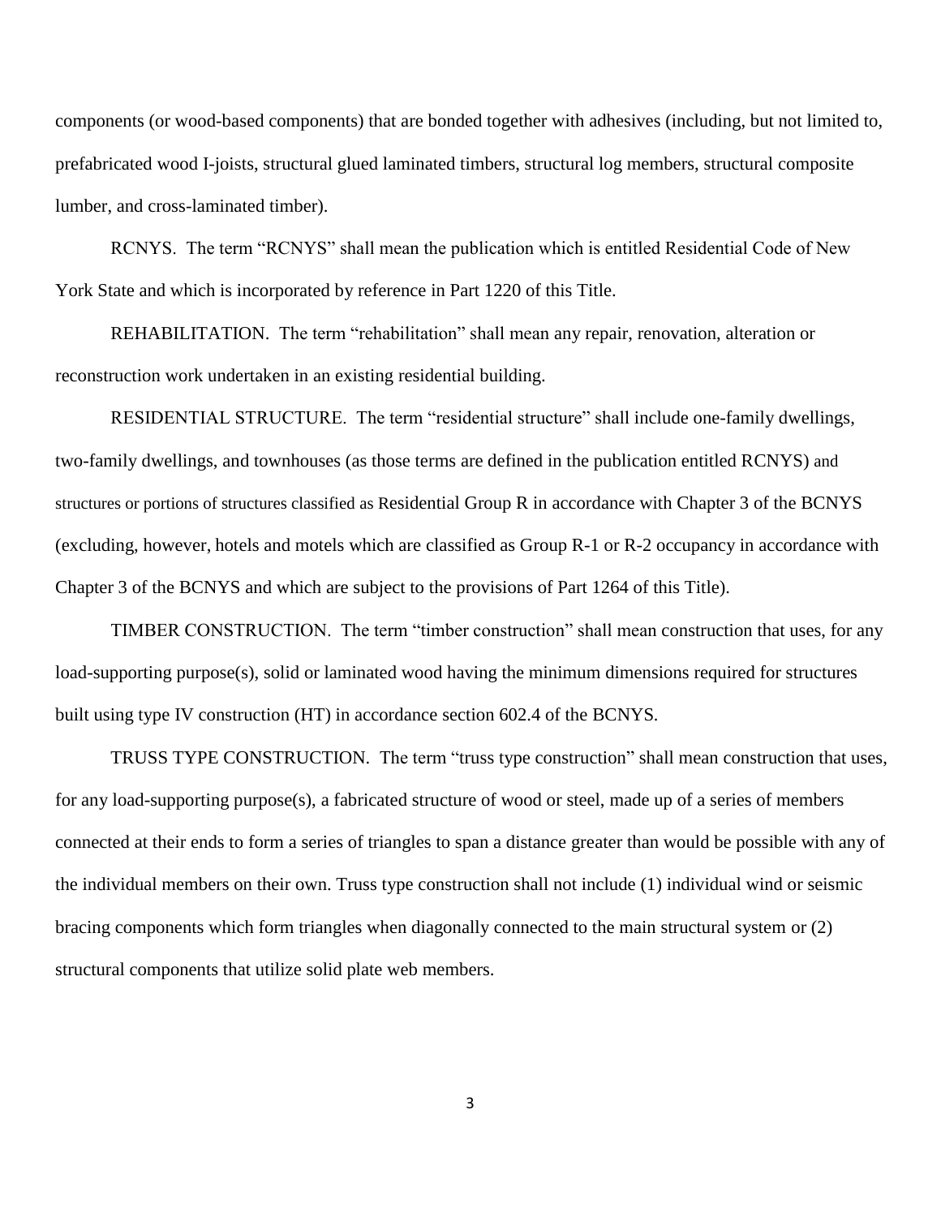components (or wood-based components) that are bonded together with adhesives (including, but not limited to, prefabricated wood I-joists, structural glued laminated timbers, structural log members, structural composite lumber, and cross-laminated timber).

RCNYS. The term "RCNYS" shall mean the publication which is entitled Residential Code of New York State and which is incorporated by reference in Part 1220 of this Title.

REHABILITATION. The term "rehabilitation" shall mean any repair, renovation, alteration or reconstruction work undertaken in an existing residential building.

RESIDENTIAL STRUCTURE. The term "residential structure" shall include one-family dwellings, two-family dwellings, and townhouses (as those terms are defined in the publication entitled RCNYS) and structures or portions of structures classified as Residential Group R in accordance with Chapter 3 of the BCNYS (excluding, however, hotels and motels which are classified as Group R-1 or R-2 occupancy in accordance with Chapter 3 of the BCNYS and which are subject to the provisions of Part 1264 of this Title).

TIMBER CONSTRUCTION. The term "timber construction" shall mean construction that uses, for any load-supporting purpose(s), solid or laminated wood having the minimum dimensions required for structures built using type IV construction (HT) in accordance section 602.4 of the BCNYS.

TRUSS TYPE CONSTRUCTION. The term "truss type construction" shall mean construction that uses, for any load-supporting purpose(s), a fabricated structure of wood or steel, made up of a series of members connected at their ends to form a series of triangles to span a distance greater than would be possible with any of the individual members on their own. Truss type construction shall not include (1) individual wind or seismic bracing components which form triangles when diagonally connected to the main structural system or (2) structural components that utilize solid plate web members.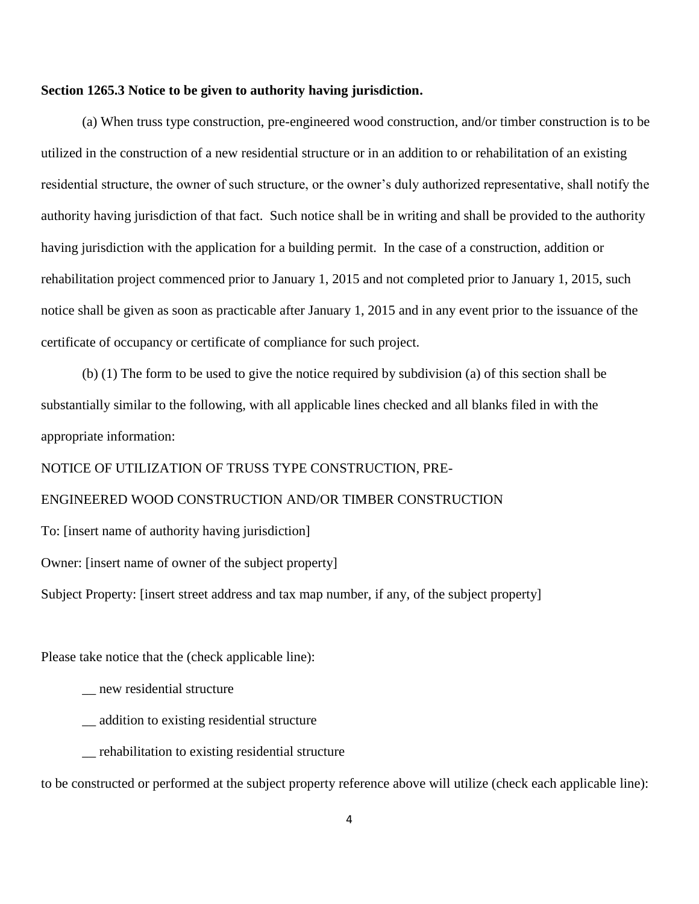**Section 1265.3 Notice to be given to authority having jurisdiction.**

(a) When truss type construction, pre-engineered wood construction, and/or timber construction is to be utilized in the construction of a new residential structure or in an addition to or rehabilitation of an existing residential structure, the owner of such structure, or the owner's duly authorized representative, shall notify the authority having jurisdiction of that fact. Such notice shall be in writing and shall be provided to the authority having jurisdiction with the application for a building permit. In the case of a construction, addition or rehabilitation project commenced prior to January 1, 2015 and not completed prior to January 1, 2015, such notice shall be given as soon as practicable after January 1, 2015 and in any event prior to the issuance of the certificate of occupancy or certificate of compliance for such project.

(b) (1) The form to be used to give the notice required by subdivision (a) of this section shall be substantially similar to the following, with all applicable lines checked and all blanks filed in with the appropriate information:

NOTICE OF UTILIZATION OF TRUSS TYPE CONSTRUCTION, PRE-ENGINEERED WOOD CONSTRUCTION AND/OR TIMBER CONSTRUCTION

To: [insert name of authority having jurisdiction]

Owner: [insert name of owner of the subject property]

Subject Property: [insert street address and tax map number, if any, of the subject property]

Please take notice that the (check applicable line):

__ new residential structure

__ addition to existing residential structure

__ rehabilitation to existing residential structure

to be constructed or performed at the subject property reference above will utilize (check each applicable line):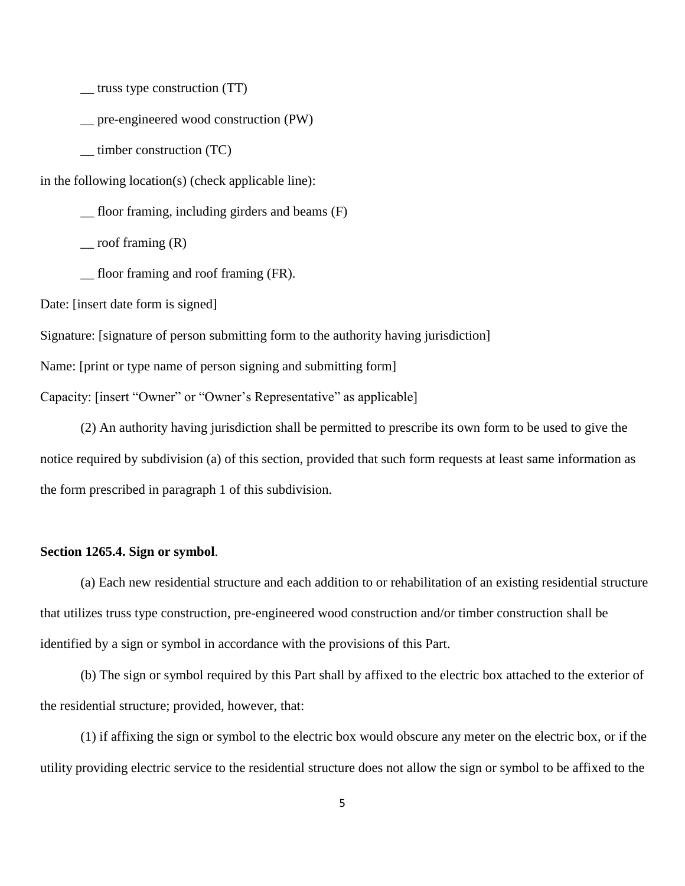__ truss type construction (TT)

__ pre-engineered wood construction (PW)

__ timber construction (TC)

in the following location(s) (check applicable line):

__ floor framing, including girders and beams (F)

__ roof framing (R)

__ floor framing and roof framing (FR).

Date: [insert date form is signed]

Signature: [signature of person submitting form to the authority having jurisdiction]

Name: [print or type name of person signing and submitting form]

Capacity: [insert "Owner" or "Owner's Representative" as applicable]

(2) An authority having jurisdiction shall be permitted to prescribe its own form to be used to give the notice required by subdivision (a) of this section, provided that such form requests at least same information as the form prescribed in paragraph 1 of this subdivision.

**Section 1265.4. Sign or symbol**.

(a) Each new residential structure and each addition to or rehabilitation of an existing residential structure that utilizes truss type construction, pre-engineered wood construction and/or timber construction shall be identified by a sign or symbol in accordance with the provisions of this Part.

(b) The sign or symbol required by this Part shall by affixed to the electric box attached to the exterior of the residential structure; provided, however, that:

(1) if affixing the sign or symbol to the electric box would obscure any meter on the electric box, or if the utility providing electric service to the residential structure does not allow the sign or symbol to be affixed to the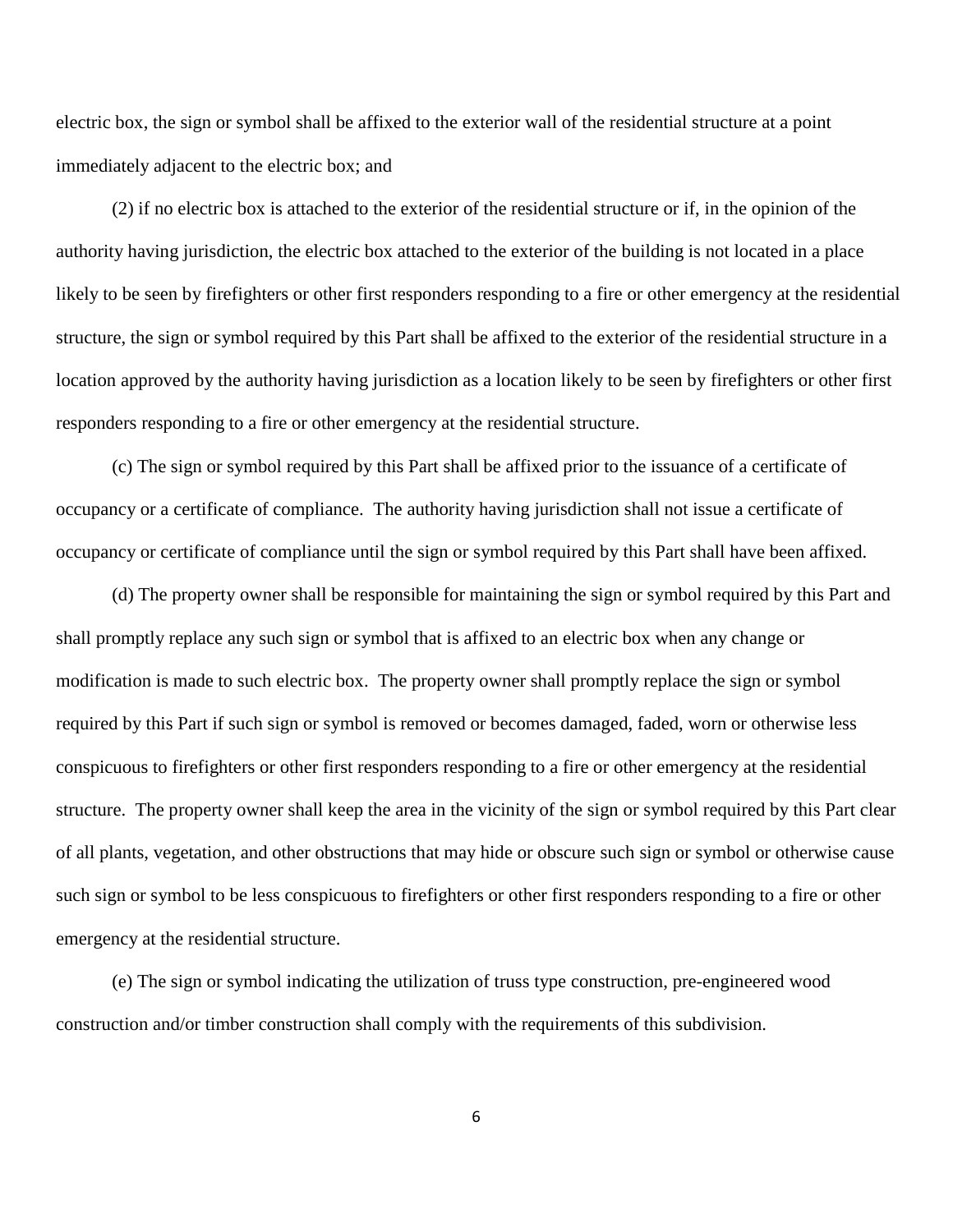electric box, the sign or symbol shall be affixed to the exterior wall of the residential structure at a point immediately adjacent to the electric box; and

(2) if no electric box is attached to the exterior of the residential structure or if, in the opinion of the authority having jurisdiction, the electric box attached to the exterior of the building is not located in a place likely to be seen by firefighters or other first responders responding to a fire or other emergency at the residential structure, the sign or symbol required by this Part shall be affixed to the exterior of the residential structure in a location approved by the authority having jurisdiction as a location likely to be seen by firefighters or other first responders responding to a fire or other emergency at the residential structure.

(c) The sign or symbol required by this Part shall be affixed prior to the issuance of a certificate of occupancy or a certificate of compliance. The authority having jurisdiction shall not issue a certificate of occupancy or certificate of compliance until the sign or symbol required by this Part shall have been affixed.

(d) The property owner shall be responsible for maintaining the sign or symbol required by this Part and shall promptly replace any such sign or symbol that is affixed to an electric box when any change or modification is made to such electric box. The property owner shall promptly replace the sign or symbol required by this Part if such sign or symbol is removed or becomes damaged, faded, worn or otherwise less conspicuous to firefighters or other first responders responding to a fire or other emergency at the residential structure. The property owner shall keep the area in the vicinity of the sign or symbol required by this Part clear of all plants, vegetation, and other obstructions that may hide or obscure such sign or symbol or otherwise cause such sign or symbol to be less conspicuous to firefighters or other first responders responding to a fire or other emergency at the residential structure.

(e) The sign or symbol indicating the utilization of truss type construction, pre-engineered wood construction and/or timber construction shall comply with the requirements of this subdivision.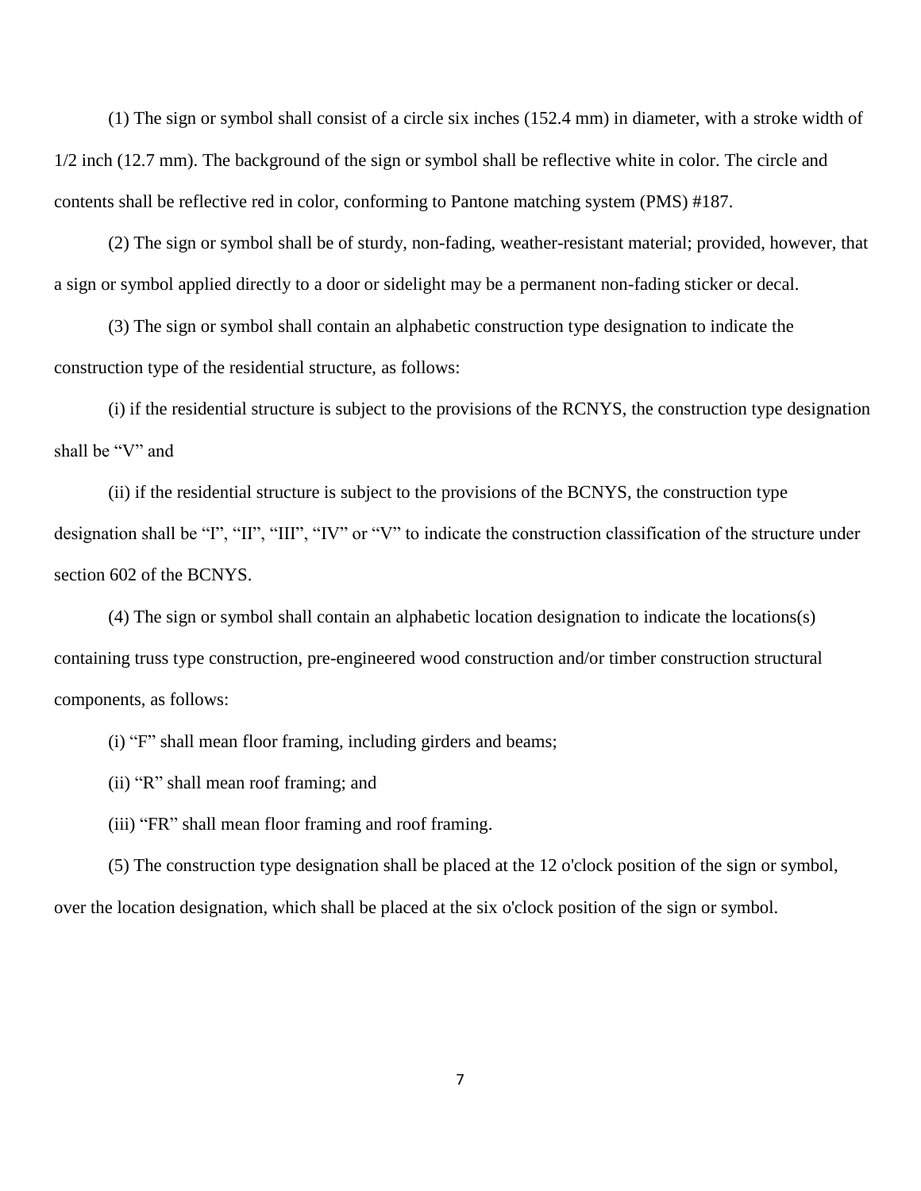(1) The sign or symbol shall consist of a circle six inches (152.4 mm) in diameter, with a stroke width of 1/2 inch (12.7 mm). The background of the sign or symbol shall be reflective white in color. The circle and contents shall be reflective red in color, conforming to Pantone matching system (PMS) #187.

(2) The sign or symbol shall be of sturdy, non-fading, weather-resistant material; provided, however, that a sign or symbol applied directly to a door or sidelight may be a permanent non-fading sticker or decal.

(3) The sign or symbol shall contain an alphabetic construction type designation to indicate the construction type of the residential structure, as follows:

(i) if the residential structure is subject to the provisions of the RCNYS, the construction type designation shall be "V" and

(ii) if the residential structure is subject to the provisions of the BCNYS, the construction type designation shall be "I", "II", "III", "IV" or "V" to indicate the construction classification of the structure under section 602 of the BCNYS.

(4) The sign or symbol shall contain an alphabetic location designation to indicate the locations(s) containing truss type construction, pre-engineered wood construction and/or timber construction structural components, as follows:

(i) "F" shall mean floor framing, including girders and beams;

(ii) "R" shall mean roof framing; and

(iii) "FR" shall mean floor framing and roof framing.

(5) The construction type designation shall be placed at the 12 o'clock position of the sign or symbol, over the location designation, which shall be placed at the six o'clock position of the sign or symbol.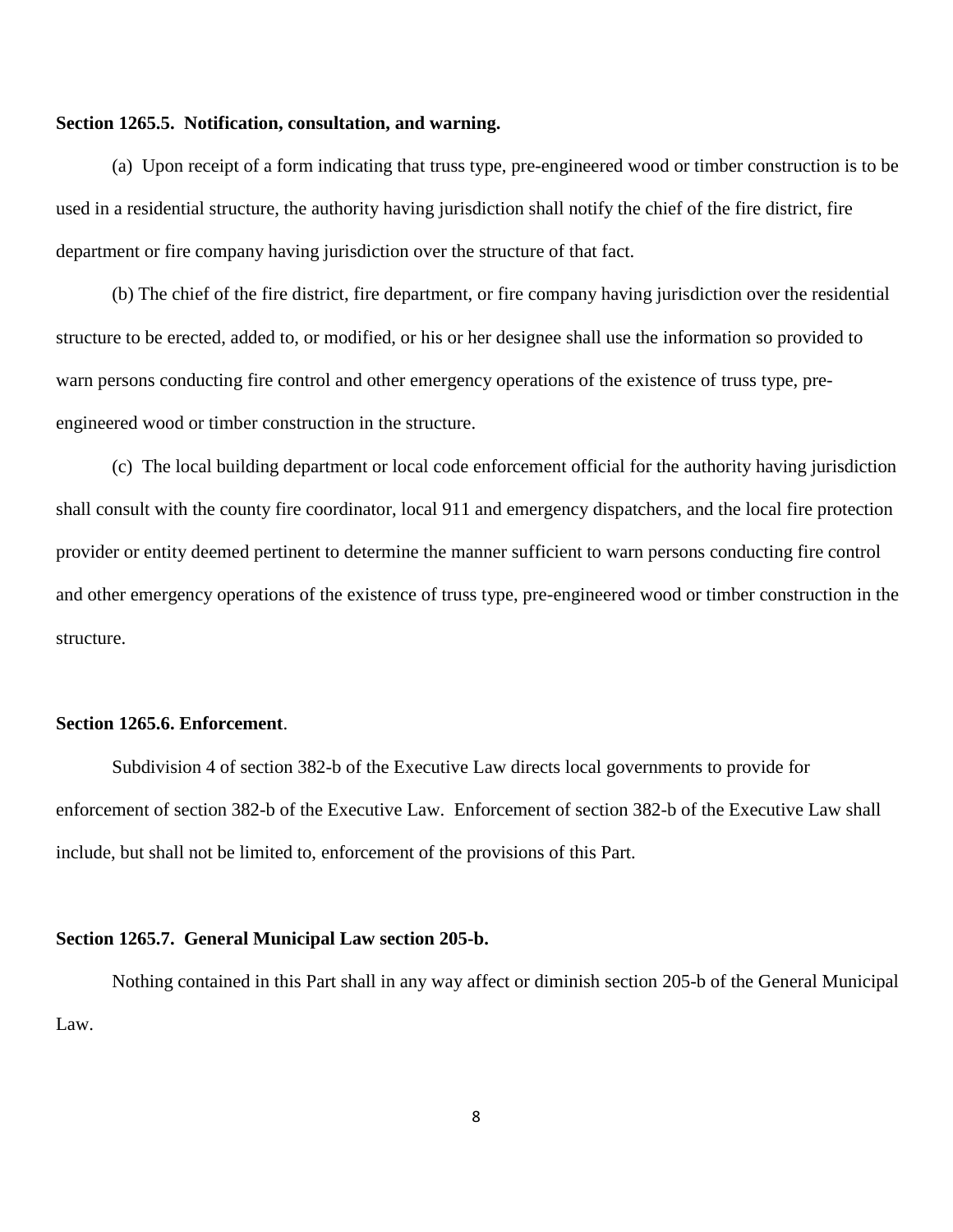**Section 1265.5. Notification, consultation, and warning.**

(a) Upon receipt of a form indicating that truss type, pre-engineered wood or timber construction is to be used in a residential structure, the authority having jurisdiction shall notify the chief of the fire district, fire department or fire company having jurisdiction over the structure of that fact.

(b) The chief of the fire district, fire department, or fire company having jurisdiction over the residential structure to be erected, added to, or modified, or his or her designee shall use the information so provided to warn persons conducting fire control and other emergency operations of the existence of truss type, pre-engineered wood or timber construction in the structure.

(c) The local building department or local code enforcement official for the authority having jurisdiction shall consult with the county fire coordinator, local 911 and emergency dispatchers, and the local fire protection provider or entity deemed pertinent to determine the manner sufficient to warn persons conducting fire control and other emergency operations of the existence of truss type, pre-engineered wood or timber construction in the structure.

**Section 1265.6. Enforcement**.

Subdivision 4 of section 382-b of the Executive Law directs local governments to provide for enforcement of section 382-b of the Executive Law. Enforcement of section 382-b of the Executive Law shall include, but shall not be limited to, enforcement of the provisions of this Part.

**Section 1265.7. General Municipal Law section 205-b.**

Nothing contained in this Part shall in any way affect or diminish section 205-b of the General Municipal Law.